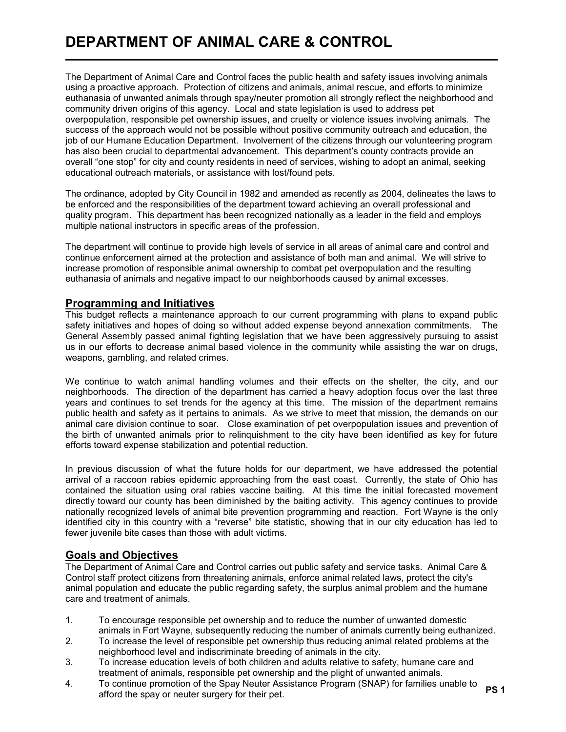# DEPARTMENT OF ANIMAL CARE & CONTROL

The Department of Animal Care and Control faces the public health and safety issues involving animals using a proactive approach. Protection of citizens and animals, animal rescue, and efforts to minimize euthanasia of unwanted animals through spay/neuter promotion all strongly reflect the neighborhood and community driven origins of this agency. Local and state legislation is used to address pet overpopulation, responsible pet ownership issues, and cruelty or violence issues involving animals. The success of the approach would not be possible without positive community outreach and education, the job of our Humane Education Department. Involvement of the citizens through our volunteering program has also been crucial to departmental advancement. This department's county contracts provide an overall "one stop" for city and county residents in need of services, wishing to adopt an animal, seeking educational outreach materials, or assistance with lost/found pets.

The ordinance, adopted by City Council in 1982 and amended as recently as 2004, delineates the laws to be enforced and the responsibilities of the department toward achieving an overall professional and quality program. This department has been recognized nationally as a leader in the field and employs multiple national instructors in specific areas of the profession.

The department will continue to provide high levels of service in all areas of animal care and control and continue enforcement aimed at the protection and assistance of both man and animal. We will strive to increase promotion of responsible animal ownership to combat pet overpopulation and the resulting euthanasia of animals and negative impact to our neighborhoods caused by animal excesses.

## Programming and Initiatives

This budget reflects a maintenance approach to our current programming with plans to expand public safety initiatives and hopes of doing so without added expense beyond annexation commitments. The General Assembly passed animal fighting legislation that we have been aggressively pursuing to assist us in our efforts to decrease animal based violence in the community while assisting the war on drugs, weapons, gambling, and related crimes.

We continue to watch animal handling volumes and their effects on the shelter, the city, and our neighborhoods. The direction of the department has carried a heavy adoption focus over the last three years and continues to set trends for the agency at this time. The mission of the department remains public health and safety as it pertains to animals. As we strive to meet that mission, the demands on our animal care division continue to soar. Close examination of pet overpopulation issues and prevention of the birth of unwanted animals prior to relinquishment to the city have been identified as key for future efforts toward expense stabilization and potential reduction.

In previous discussion of what the future holds for our department, we have addressed the potential arrival of a raccoon rabies epidemic approaching from the east coast. Currently, the state of Ohio has contained the situation using oral rabies vaccine baiting. At this time the initial forecasted movement directly toward our county has been diminished by the baiting activity. This agency continues to provide nationally recognized levels of animal bite prevention programming and reaction. Fort Wayne is the only identified city in this country with a "reverse" bite statistic, showing that in our city education has led to fewer juvenile bite cases than those with adult victims.

## Goals and Objectives

The Department of Animal Care and Control carries out public safety and service tasks. Animal Care & Control staff protect citizens from threatening animals, enforce animal related laws, protect the city's animal population and educate the public regarding safety, the surplus animal problem and the humane care and treatment of animals.

1. To encourage responsible pet ownership and to reduce the number of unwanted domestic animals in Fort Wayne, subsequently reducing the number of animals currently being euthanized.
2. To increase the level of responsible pet ownership thus reducing animal related problems at the neighborhood level and indiscriminate breeding of animals in the city.
3. To increase education levels of both children and adults relative to safety, humane care and treatment of animals, responsible pet ownership and the plight of unwanted animals.
4. To continue promotion of the Spay Neuter Assistance Program (SNAP) for families unable to afford the spay or neuter surgery for their pet.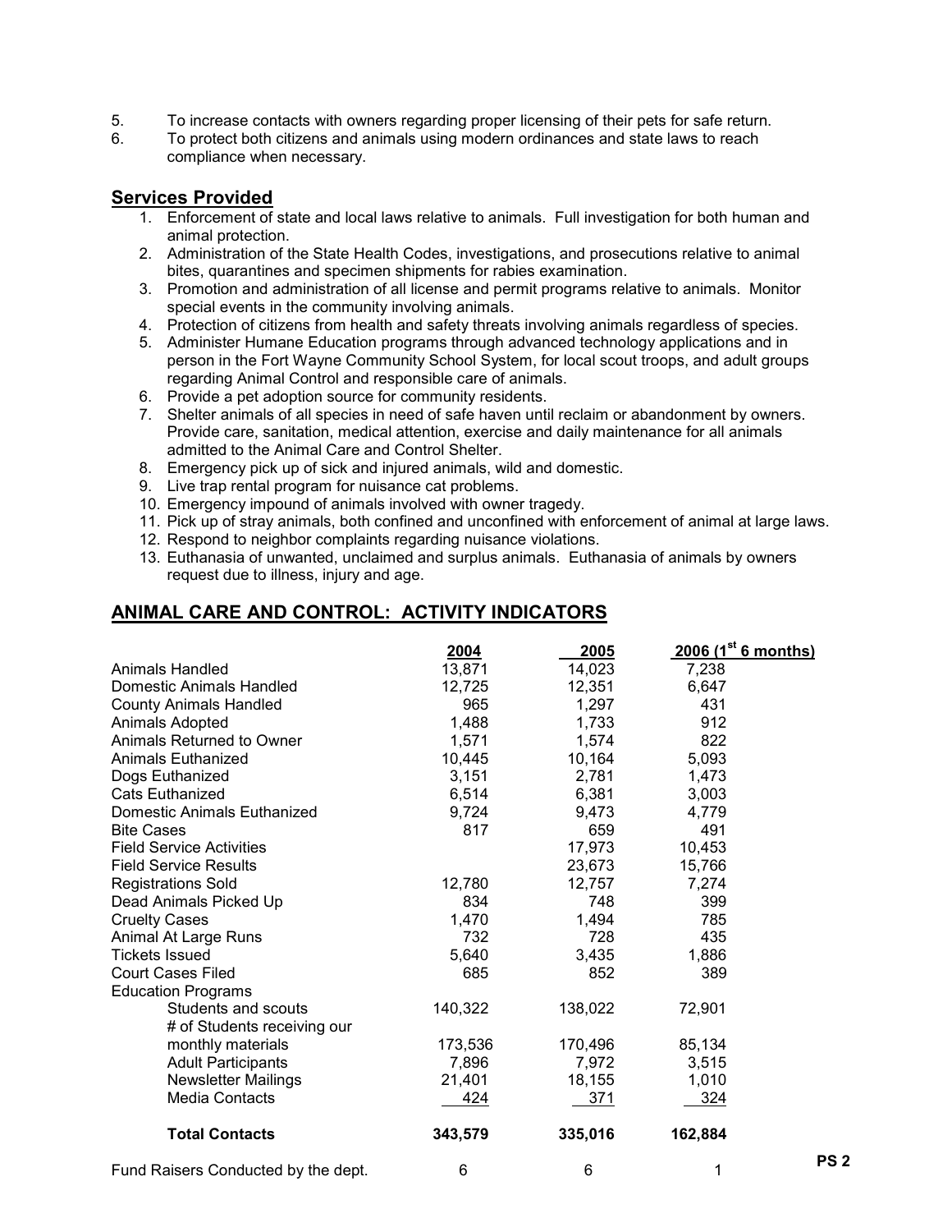5. To increase contacts with owners regarding proper licensing of their pets for safe return.
6. To protect both citizens and animals using modern ordinances and state laws to reach compliance when necessary.

## Services Provided

1. Enforcement of state and local laws relative to animals. Full investigation for both human and animal protection.
2. Administration of the State Health Codes, investigations, and prosecutions relative to animal bites, quarantines and specimen shipments for rabies examination.
3. Promotion and administration of all license and permit programs relative to animals. Monitor special events in the community involving animals.
4. Protection of citizens from health and safety threats involving animals regardless of species.
5. Administer Humane Education programs through advanced technology applications and in person in the Fort Wayne Community School System, for local scout troops, and adult groups regarding Animal Control and responsible care of animals.
6. Provide a pet adoption source for community residents.
7. Shelter animals of all species in need of safe haven until reclaim or abandonment by owners. Provide care, sanitation, medical attention, exercise and daily maintenance for all animals admitted to the Animal Care and Control Shelter.
8. Emergency pick up of sick and injured animals, wild and domestic.
9. Live trap rental program for nuisance cat problems.
10. Emergency impound of animals involved with owner tragedy.
11. Pick up of stray animals, both confined and unconfined with enforcement of animal at large laws.
12. Respond to neighbor complaints regarding nuisance violations.
13. Euthanasia of unwanted, unclaimed and surplus animals. Euthanasia of animals by owners request due to illness, injury and age.

## ANIMAL CARE AND CONTROL: ACTIVITY INDICATORS

| | 2004 | 2005 | 2006 (1st 6 months) |
|---|---|---|---|
| Animals Handled | 13,871 | 14,023 | 7,238 |
| Domestic Animals Handled | 12,725 | 12,351 | 6,647 |
| County Animals Handled | 965 | 1,297 | 431 |
| Animals Adopted | 1,488 | 1,733 | 912 |
| Animals Returned to Owner | 1,571 | 1,574 | 822 |
| Animals Euthanized | 10,445 | 10,164 | 5,093 |
| Dogs Euthanized | 3,151 | 2,781 | 1,473 |
| Cats Euthanized | 6,514 | 6,381 | 3,003 |
| Domestic Animals Euthanized | 9,724 | 9,473 | 4,779 |
| Bite Cases | 817 | 659 | 491 |
| Field Service Activities | | 17,973 | 10,453 |
| Field Service Results | | 23,673 | 15,766 |
| Registrations Sold | 12,780 | 12,757 | 7,274 |
| Dead Animals Picked Up | 834 | 748 | 399 |
| Cruelty Cases | 1,470 | 1,494 | 785 |
| Animal At Large Runs | 732 | 728 | 435 |
| Tickets Issued | 5,640 | 3,435 | 1,886 |
| Court Cases Filed | 685 | 852 | 389 |
| Education Programs | | | |
| Students and scouts | 140,322 | 138,022 | 72,901 |
| # of Students receiving our monthly materials | 173,536 | 170,496 | 85,134 |
| Adult Participants | 7,896 | 7,972 | 3,515 |
| Newsletter Mailings | 21,401 | 18,155 | 1,010 |
| Media Contacts | 424 | 371 | 324 |
| **Total Contacts** | **343,579** | **335,016** | **162,884** |
| Fund Raisers Conducted by the dept. | 6 | 6 | 1 |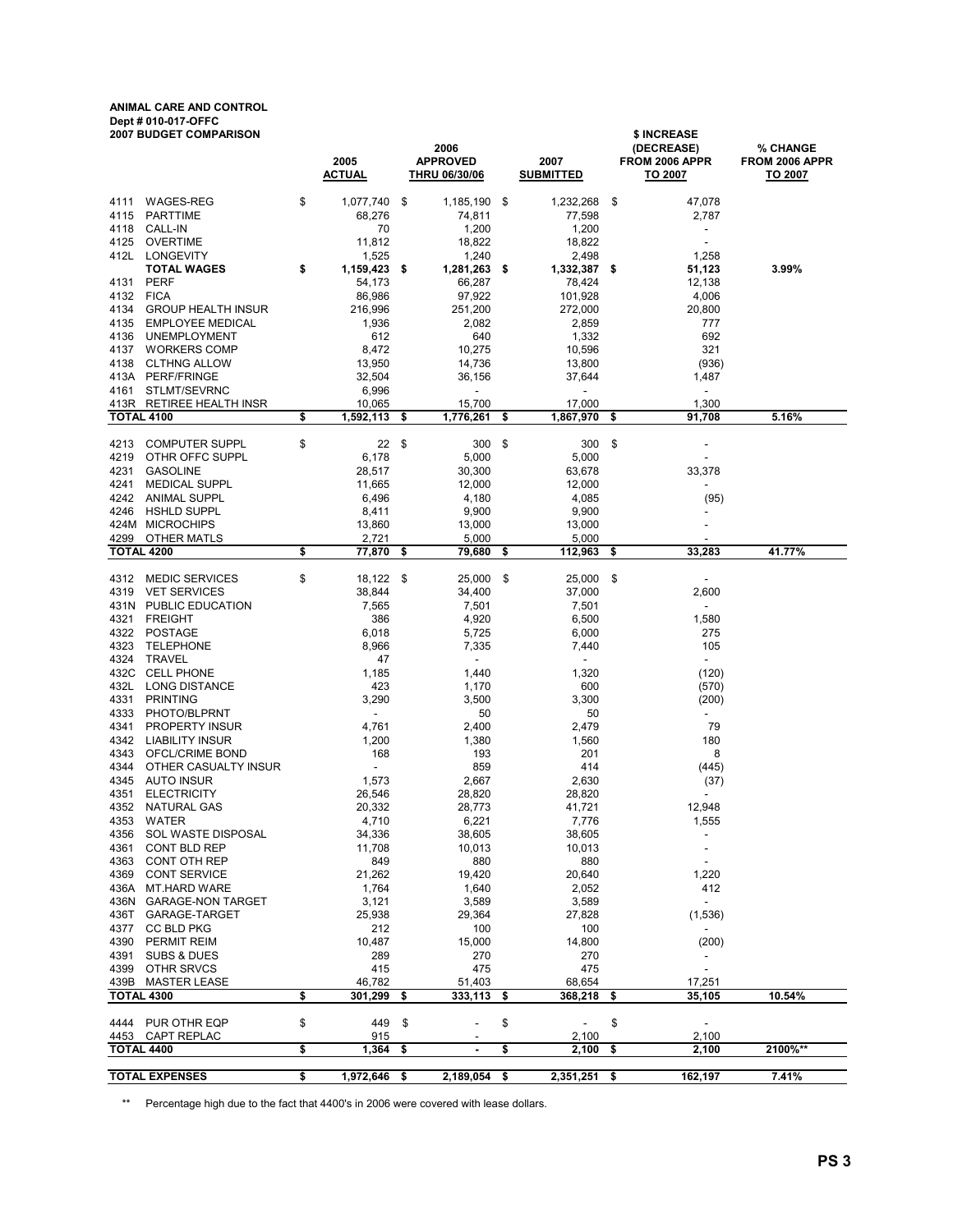**ANIMAL CARE AND CONTROL**
**Dept # 010-017-OFFC**
**2007 BUDGET COMPARISON**

| | | 2005 ACTUAL | 2006 APPROVED THRU 06/30/06 | 2007 SUBMITTED | $ INCREASE (DECREASE) FROM 2006 APPR TO 2007 | % CHANGE FROM 2006 APPR TO 2007 |
|---|---|---|---|---|---|---|
| 4111 | WAGES-REG | $ 1,077,740 | $ 1,185,190 | $ 1,232,268 | $ 47,078 | |
| 4115 | PARTTIME | 68,276 | 74,811 | 77,598 | 2,787 | |
| 4118 | CALL-IN | 70 | 1,200 | 1,200 | - | |
| 4125 | OVERTIME | 11,812 | 18,822 | 18,822 | - | |
| 412L | LONGEVITY | 1,525 | 1,240 | 2,498 | 1,258 | |
| | **TOTAL WAGES** | **$ 1,159,423** | **$ 1,281,263** | **$ 1,332,387** | **$ 51,123** | **3.99%** |
| 4131 | PERF | 54,173 | 66,287 | 78,424 | 12,138 | |
| 4132 | FICA | 86,986 | 97,922 | 101,928 | 4,006 | |
| 4134 | GROUP HEALTH INSUR | 216,996 | 251,200 | 272,000 | 20,800 | |
| 4135 | EMPLOYEE MEDICAL | 1,936 | 2,082 | 2,859 | 777 | |
| 4136 | UNEMPLOYMENT | 612 | 640 | 1,332 | 692 | |
| 4137 | WORKERS COMP | 8,472 | 10,275 | 10,596 | 321 | |
| 4138 | CLTHNG ALLOW | 13,950 | 14,736 | 13,800 | (936) | |
| 413A | PERF/FRINGE | 32,504 | 36,156 | 37,644 | 1,487 | |
| 4161 | STLMT/SEVRNC | 6,996 | - | - | - | |
| 413R | RETIREE HEALTH INSR | 10,065 | 15,700 | 17,000 | 1,300 | |
| **TOTAL 4100** | | **$ 1,592,113** | **$ 1,776,261** | **$ 1,867,970** | **$ 91,708** | **5.16%** |
| 4213 | COMPUTER SUPPL | $ 22 | $ 300 | $ 300 | $ - | |
| 4219 | OTHR OFFC SUPPL | 6,178 | 5,000 | 5,000 | - | |
| 4231 | GASOLINE | 28,517 | 30,300 | 63,678 | 33,378 | |
| 4241 | MEDICAL SUPPL | 11,665 | 12,000 | 12,000 | - | |
| 4242 | ANIMAL SUPPL | 6,496 | 4,180 | 4,085 | (95) | |
| 4246 | HSHLD SUPPL | 8,411 | 9,900 | 9,900 | - | |
| 424M | MICROCHIPS | 13,860 | 13,000 | 13,000 | - | |
| 4299 | OTHER MATLS | 2,721 | 5,000 | 5,000 | - | |
| **TOTAL 4200** | | **$ 77,870** | **$ 79,680** | **$ 112,963** | **$ 33,283** | **41.77%** |
| 4312 | MEDIC SERVICES | $ 18,122 | $ 25,000 | $ 25,000 | $ - | |
| 4319 | VET SERVICES | 38,844 | 34,400 | 37,000 | 2,600 | |
| 431N | PUBLIC EDUCATION | 7,565 | 7,501 | 7,501 | - | |
| 4321 | FREIGHT | 386 | 4,920 | 6,500 | 1,580 | |
| 4322 | POSTAGE | 6,018 | 5,725 | 6,000 | 275 | |
| 4323 | TELEPHONE | 8,966 | 7,335 | 7,440 | 105 | |
| 4324 | TRAVEL | 47 | - | - | - | |
| 432C | CELL PHONE | 1,185 | 1,440 | 1,320 | (120) | |
| 432L | LONG DISTANCE | 423 | 1,170 | 600 | (570) | |
| 4331 | PRINTING | 3,290 | 3,500 | 3,300 | (200) | |
| 4333 | PHOTO/BLPRNT | - | 50 | 50 | - | |
| 4341 | PROPERTY INSUR | 4,761 | 2,400 | 2,479 | 79 | |
| 4342 | LIABILITY INSUR | 1,200 | 1,380 | 1,560 | 180 | |
| 4343 | OFCL/CRIME BOND | 168 | 193 | 201 | 8 | |
| 4344 | OTHER CASUALTY INSUR | - | 859 | 414 | (445) | |
| 4345 | AUTO INSUR | 1,573 | 2,667 | 2,630 | (37) | |
| 4351 | ELECTRICITY | 26,546 | 28,820 | 28,820 | - | |
| 4352 | NATURAL GAS | 20,332 | 28,773 | 41,721 | 12,948 | |
| 4353 | WATER | 4,710 | 6,221 | 7,776 | 1,555 | |
| 4356 | SOL WASTE DISPOSAL | 34,336 | 38,605 | 38,605 | - | |
| 4361 | CONT BLD REP | 11,708 | 10,013 | 10,013 | - | |
| 4363 | CONT OTH REP | 849 | 880 | 880 | - | |
| 4369 | CONT SERVICE | 21,262 | 19,420 | 20,640 | 1,220 | |
| 436A | MT.HARD WARE | 1,764 | 1,640 | 2,052 | 412 | |
| 436N | GARAGE-NON TARGET | 3,121 | 3,589 | 3,589 | - | |
| 436T | GARAGE-TARGET | 25,938 | 29,364 | 27,828 | (1,536) | |
| 4377 | CC BLD PKG | 212 | 100 | 100 | - | |
| 4390 | PERMIT REIM | 10,487 | 15,000 | 14,800 | (200) | |
| 4391 | SUBS & DUES | 289 | 270 | 270 | - | |
| 4399 | OTHR SRVCS | 415 | 475 | 475 | - | |
| 439B | MASTER LEASE | 46,782 | 51,403 | 68,654 | 17,251 | |
| **TOTAL 4300** | | **$ 301,299** | **$ 333,113** | **$ 368,218** | **$ 35,105** | **10.54%** |
| 4444 | PUR OTHR EQP | $ 449 | $ - | $ - | $ - | |
| 4453 | CAPT REPLAC | 915 | - | 2,100 | 2,100 | |
| **TOTAL 4400** | | **$ 1,364** | **$ -** | **$ 2,100** | **$ 2,100** | **2100%\*\*** |
| **TOTAL EXPENSES** | | **$ 1,972,646** | **$ 2,189,054** | **$ 2,351,251** | **$ 162,197** | **7.41%** |

** Percentage high due to the fact that 4400's in 2006 were covered with lease dollars.

**PS 3**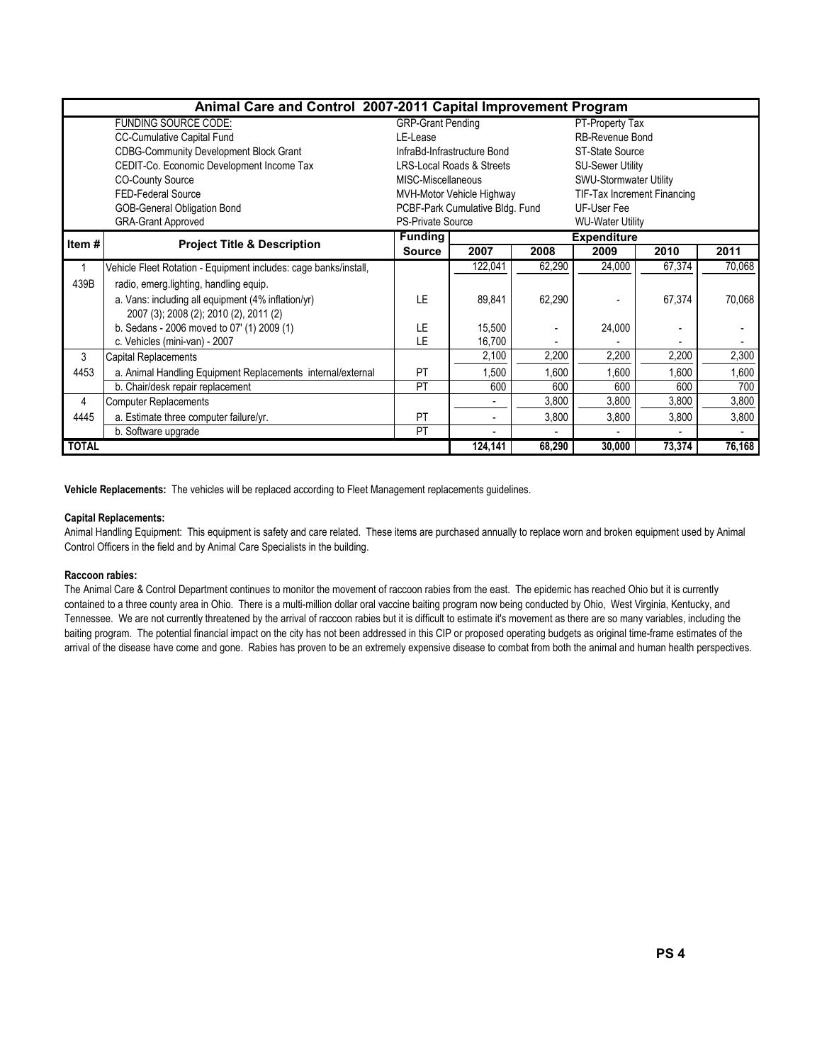## Animal Care and Control 2007-2011 Capital Improvement Program

| FUNDING SOURCE CODE: | | |
|---|---|---|
| CC-Cumulative Capital Fund | GRP-Grant Pending | PT-Property Tax |
| CDBG-Community Development Block Grant | LE-Lease | RB-Revenue Bond |
| CEDIT-Co. Economic Development Income Tax | InfraBd-Infrastructure Bond | ST-State Source |
| CO-County Source | LRS-Local Roads & Streets | SU-Sewer Utility |
| FED-Federal Source | MISC-Miscellaneous | SWU-Stormwater Utility |
| GOB-General Obligation Bond | MVH-Motor Vehicle Highway | TIF-Tax Increment Financing |
| GRA-Grant Approved | PCBF-Park Cumulative Bldg. Fund | UF-User Fee |
| | PS-Private Source | WU-Water Utility |

| Item # | Project Title & Description | Funding Source | Expenditure | | | | |
|---|---|---|---|---|---|---|---|
| | | | 2007 | 2008 | 2009 | 2010 | 2011 |
| 1 | Vehicle Fleet Rotation - Equipment includes: cage banks/install, | | 122,041 | 62,290 | 24,000 | 67,374 | 70,068 |
| 439B | radio, emerg.lighting, handling equip. | | | | | | |
| | a. Vans: including all equipment (4% inflation/yr) 2007 (3); 2008 (2); 2010 (2), 2011 (2) | LE | 89,841 | 62,290 | - | 67,374 | 70,068 |
| | b. Sedans - 2006 moved to 07' (1) 2009 (1) | LE | 15,500 | - | 24,000 | - | - |
| | c. Vehicles (mini-van) - 2007 | LE | 16,700 | - | - | - | - |
| 3 | Capital Replacements | | 2,100 | 2,200 | 2,200 | 2,200 | 2,300 |
| 4453 | a. Animal Handling Equipment Replacements internal/external | PT | 1,500 | 1,600 | 1,600 | 1,600 | 1,600 |
| | b. Chair/desk repair replacement | PT | 600 | 600 | 600 | 600 | 700 |
| 4 | Computer Replacements | | - | 3,800 | 3,800 | 3,800 | 3,800 |
| 4445 | a. Estimate three computer failure/yr. | PT | - | 3,800 | 3,800 | 3,800 | 3,800 |
| | b. Software upgrade | PT | - | - | - | - | - |
| **TOTAL** | | | **124,141** | **68,290** | **30,000** | **73,374** | **76,168** |

**Vehicle Replacements:** The vehicles will be replaced according to Fleet Management replacements guidelines.

**Capital Replacements:**

Animal Handling Equipment: This equipment is safety and care related. These items are purchased annually to replace worn and broken equipment used by Animal Control Officers in the field and by Animal Care Specialists in the building.

**Raccoon rabies:**

The Animal Care & Control Department continues to monitor the movement of raccoon rabies from the east. The epidemic has reached Ohio but it is currently contained to a three county area in Ohio. There is a multi-million dollar oral vaccine baiting program now being conducted by Ohio, West Virginia, Kentucky, and Tennessee. We are not currently threatened by the arrival of raccoon rabies but it is difficult to estimate it's movement as there are so many variables, including the baiting program. The potential financial impact on the city has not been addressed in this CIP or proposed operating budgets as original time-frame estimates of the arrival of the disease have come and gone. Rabies has proven to be an extremely expensive disease to combat from both the animal and human health perspectives.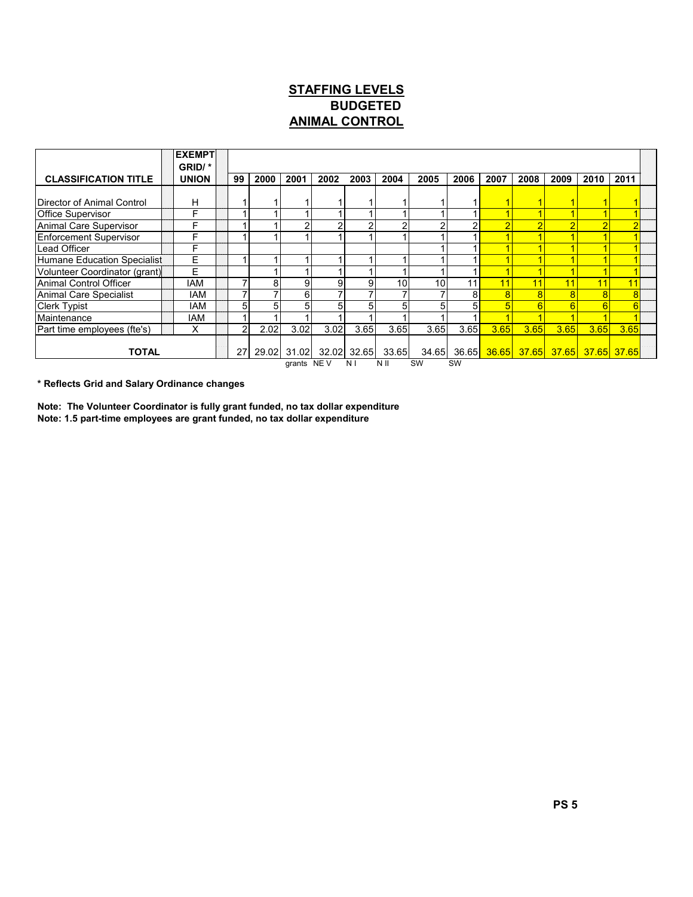## STAFFING LEVELS
### BUDGETED
## ANIMAL CONTROL

| CLASSIFICATION TITLE | EXEMPT GRID/ * UNION | 99 | 2000 | 2001 | 2002 | 2003 | 2004 | 2005 | 2006 | 2007 | 2008 | 2009 | 2010 | 2011 |
|---|---|---|---|---|---|---|---|---|---|---|---|---|---|---|
| Director of Animal Control | H | 1 | 1 | 1 | 1 | 1 | 1 | 1 | 1 | 1 | 1 | 1 | 1 | 1 |
| Office Supervisor | F | 1 | 1 | 1 | 1 | 1 | 1 | 1 | 1 | 1 | 1 | 1 | 1 | 1 |
| Animal Care Supervisor | F | 1 | 1 | 2 | 2 | 2 | 2 | 2 | 2 | 2 | 2 | 2 | 2 | 2 |
| Enforcement Supervisor | F | 1 | 1 | 1 | 1 | 1 | 1 | 1 | 1 | 1 | 1 | 1 | 1 | 1 |
| Lead Officer | F | | | | | | | 1 | 1 | 1 | 1 | 1 | 1 | 1 |
| Humane Education Specialist | E | 1 | 1 | 1 | 1 | 1 | 1 | 1 | 1 | 1 | 1 | 1 | 1 | 1 |
| Volunteer Coordinator (grant) | E | | 1 | 1 | 1 | 1 | 1 | 1 | 1 | 1 | 1 | 1 | 1 | 1 |
| Animal Control Officer | IAM | 7 | 8 | 9 | 9 | 9 | 10 | 10 | 11 | 11 | 11 | 11 | 11 | 11 |
| Animal Care Specialist | IAM | 7 | 7 | 6 | 7 | 7 | 7 | 7 | 8 | 8 | 8 | 8 | 8 | 8 |
| Clerk Typist | IAM | 5 | 5 | 5 | 5 | 5 | 5 | 5 | 5 | 5 | 6 | 6 | 6 | 6 |
| Maintenance | IAM | 1 | 1 | 1 | 1 | 1 | 1 | 1 | 1 | 1 | 1 | 1 | 1 | 1 |
| Part time employees (fte's) | X | 2 | 2.02 | 3.02 | 3.02 | 3.65 | 3.65 | 3.65 | 3.65 | 3.65 | 3.65 | 3.65 | 3.65 | 3.65 |
| **TOTAL** | | 27 | 29.02 | 31.02 | 32.02 | 32.65 | 33.65 | 34.65 | 36.65 | 36.65 | 37.65 | 37.65 | 37.65 | 37.65 |
| | | | | grants | NE V | N I | N II | SW | SW | | | | | |

**\* Reflects Grid and Salary Ordinance changes**

**Note: The Volunteer Coordinator is fully grant funded, no tax dollar expenditure**
**Note: 1.5 part-time employees are grant funded, no tax dollar expenditure**